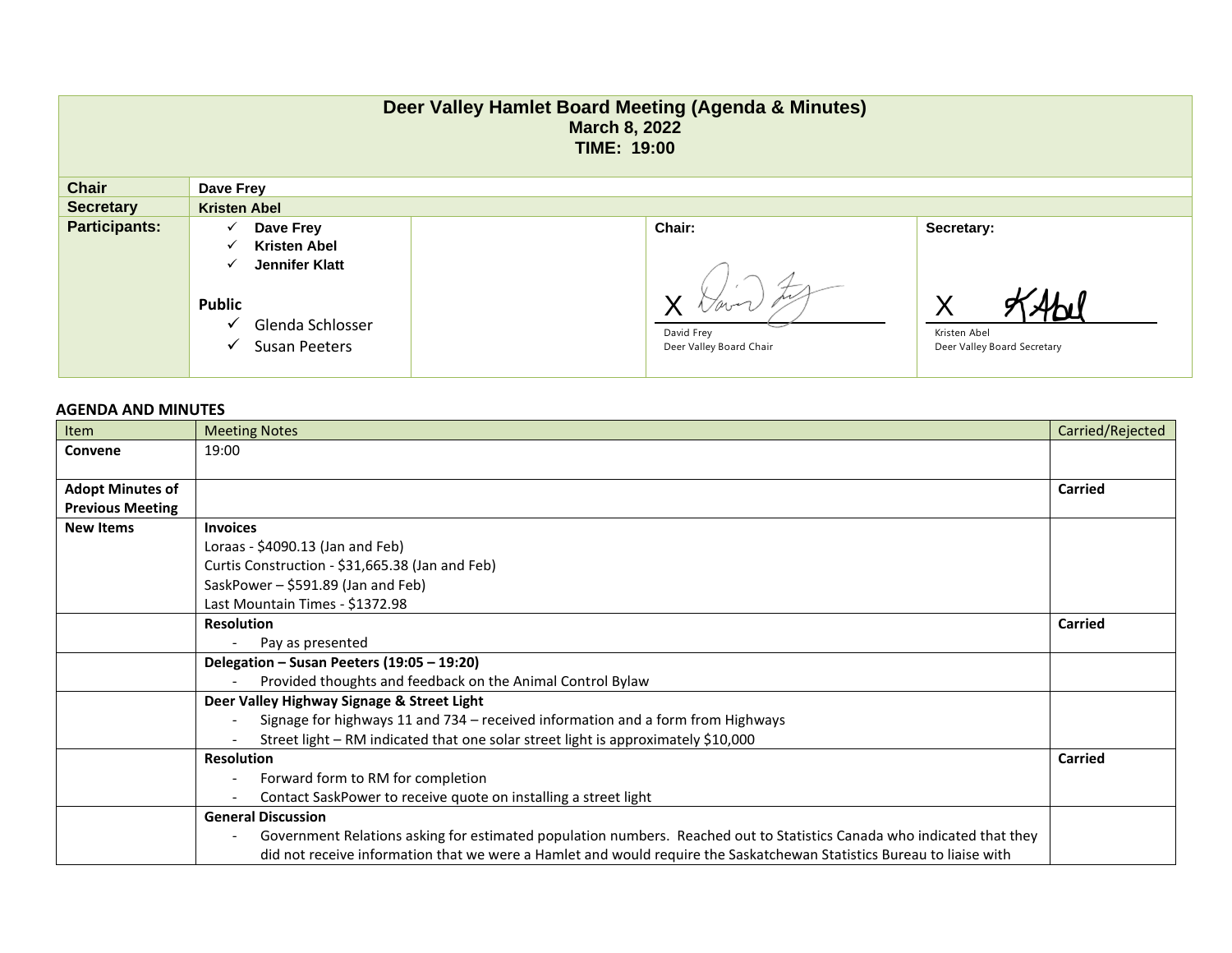# Deer Valley Hamlet Board Meeting (Agenda & Minutes)

**March 8, 2022**

**TIME: 19:00**

| | | | |
|---|---|---|---|
| **Chair** | **Dave Frey** | | |
| **Secretary** | **Kristen Abel** | | |
| **Participants:** | ✓ **Dave Frey**<br>✓ **Kristen Abel**<br>✓ **Jennifer Klatt**<br><br>**Public**<br>✓ Glenda Schlosser<br>✓ Susan Peeters | **Chair:**<br><br>X<br>David Frey<br>Deer Valley Board Chair | **Secretary:**<br><br>X<br>Kristen Abel<br>Deer Valley Board Secretary |

## AGENDA AND MINUTES

| Item | Meeting Notes | Carried/Rejected |
|---|---|---|
| **Convene** | 19:00 | |
| **Adopt Minutes of Previous Meeting** | | **Carried** |
| **New Items** | **Invoices**<br>Loraas - $4090.13 (Jan and Feb)<br>Curtis Construction - $31,665.38 (Jan and Feb)<br>SaskPower – $591.89 (Jan and Feb)<br>Last Mountain Times - $1372.98 | |
| | **Resolution**<br>- Pay as presented | **Carried** |
| | **Delegation – Susan Peeters (19:05 – 19:20)**<br>- Provided thoughts and feedback on the Animal Control Bylaw | |
| | **Deer Valley Highway Signage & Street Light**<br>- Signage for highways 11 and 734 – received information and a form from Highways<br>- Street light – RM indicated that one solar street light is approximately $10,000 | |
| | **Resolution**<br>- Forward form to RM for completion<br>- Contact SaskPower to receive quote on installing a street light | **Carried** |
| | **General Discussion**<br>- Government Relations asking for estimated population numbers. Reached out to Statistics Canada who indicated that they did not receive information that we were a Hamlet and would require the Saskatchewan Statistics Bureau to liaise with | |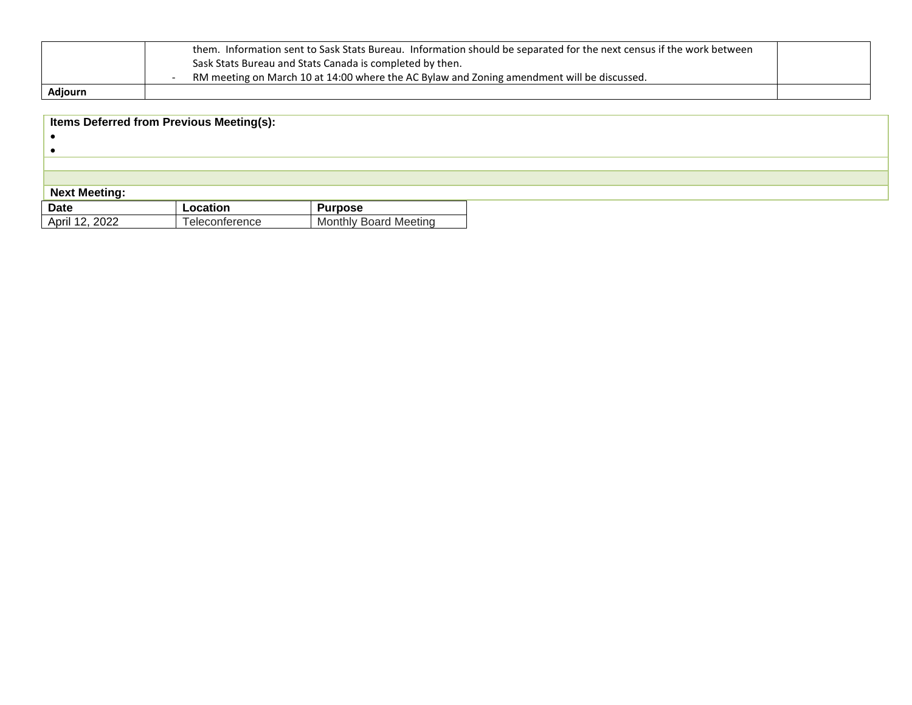| | | |
|---|---|---|
| | them. Information sent to Sask Stats Bureau. Information should be separated for the next census if the work between Sask Stats Bureau and Stats Canada is completed by then.<br>- RM meeting on March 10 at 14:00 where the AC Bylaw and Zoning amendment will be discussed. | |
| **Adjourn** | | |

**Items Deferred from Previous Meeting(s):**

- 
- 

**Next Meeting:**

| Date | Location | Purpose |
|---|---|---|
| April 12, 2022 | Teleconference | Monthly Board Meeting |